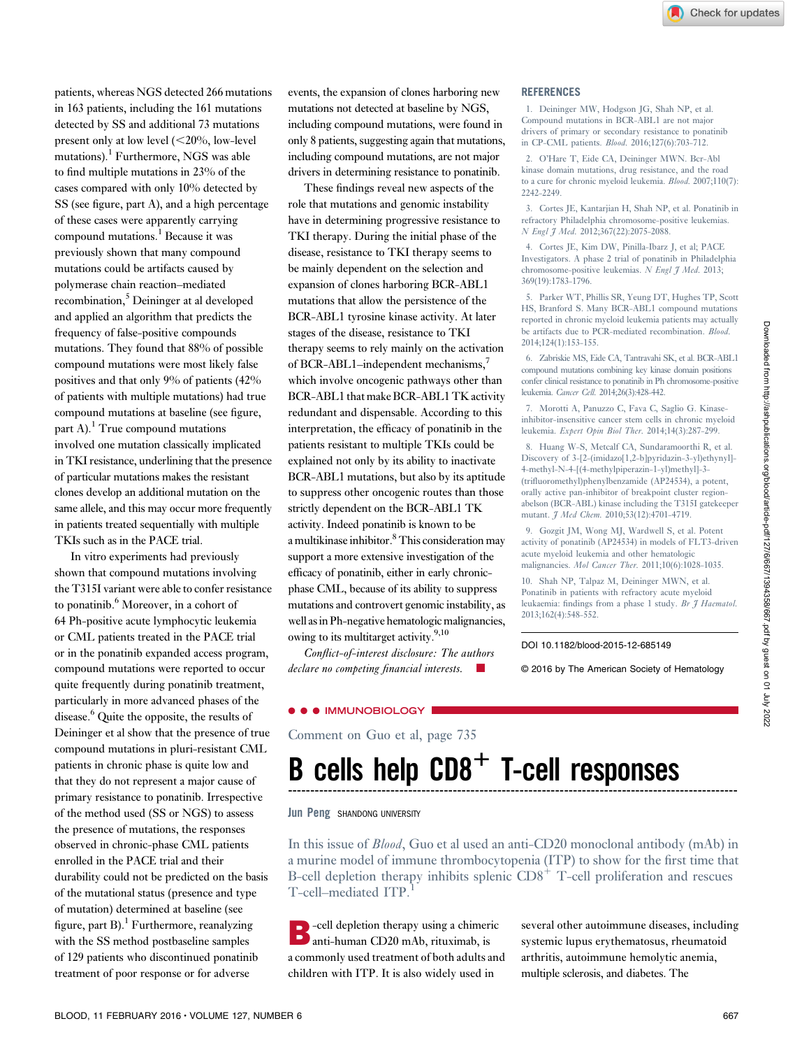patients, whereas NGS detected 266 mutations in 163 patients, including the 161 mutations detected by SS and additional 73 mutations present only at low level (<20%, low-level mutations).[1] Furthermore, NGS was able to find multiple mutations in 23% of the cases compared with only 10% detected by SS (see figure, part A), and a high percentage of these cases were apparently carrying compound mutations.[1] Because it was previously shown that many compound mutations could be artifacts caused by polymerase chain reaction–mediated recombination,[5] Deininger at al developed and applied an algorithm that predicts the frequency of false-positive compounds mutations. They found that 88% of possible compound mutations were most likely false positives and that only 9% of patients (42% of patients with multiple mutations) had true compound mutations at baseline (see figure, part A).[1] True compound mutations involved one mutation classically implicated in TKI resistance, underlining that the presence of particular mutations makes the resistant clones develop an additional mutation on the same allele, and this may occur more frequently in patients treated sequentially with multiple TKIs such as in the PACE trial.

In vitro experiments had previously shown that compound mutations involving the T315I variant were able to confer resistance to ponatinib.[6] Moreover, in a cohort of 64 Ph-positive acute lymphocytic leukemia or CML patients treated in the PACE trial or in the ponatinib expanded access program, compound mutations were reported to occur quite frequently during ponatinib treatment, particularly in more advanced phases of the disease.[6] Quite the opposite, the results of Deininger et al show that the presence of true compound mutations in pluri-resistant CML patients in chronic phase is quite low and that they do not represent a major cause of primary resistance to ponatinib. Irrespective of the method used (SS or NGS) to assess the presence of mutations, the responses observed in chronic-phase CML patients enrolled in the PACE trial and their durability could not be predicted on the basis of the mutational status (presence and type of mutation) determined at baseline (see figure, part B).[1] Furthermore, reanalyzing with the SS method postbaseline samples of 129 patients who discontinued ponatinib treatment of poor response or for adverse events, the expansion of clones harboring new mutations not detected at baseline by NGS, including compound mutations, were found in only 8 patients, suggesting again that mutations, including compound mutations, are not major drivers in determining resistance to ponatinib.

These findings reveal new aspects of the role that mutations and genomic instability have in determining progressive resistance to TKI therapy. During the initial phase of the disease, resistance to TKI therapy seems to be mainly dependent on the selection and expansion of clones harboring BCR-ABL1 mutations that allow the persistence of the BCR-ABL1 tyrosine kinase activity. At later stages of the disease, resistance to TKI therapy seems to rely mainly on the activation of BCR-ABL1–independent mechanisms,[7] which involve oncogenic pathways other than BCR-ABL1 that make BCR-ABL1 TK activity redundant and dispensable. According to this interpretation, the efficacy of ponatinib in the patients resistant to multiple TKIs could be explained not only by its ability to inactivate BCR-ABL1 mutations, but also by its aptitude to suppress other oncogenic routes than those strictly dependent on the BCR-ABL1 TK activity. Indeed ponatinib is known to be a multikinase inhibitor.[8] This consideration may support a more extensive investigation of the efficacy of ponatinib, either in early chronic-phase CML, because of its ability to suppress mutations and controvert genomic instability, as well as in Ph-negative hematologic malignancies, owing to its multitarget activity.[9,10]

*Conflict-of-interest disclosure: The authors declare no competing financial interests.*

## REFERENCES

1. Deininger MW, Hodgson JG, Shah NP, et al. Compound mutations in BCR-ABL1 are not major drivers of primary or secondary resistance to ponatinib in CP-CML patients. *Blood*. 2016;127(6):703-712.
2. O'Hare T, Eide CA, Deininger MWN. Bcr-Abl kinase domain mutations, drug resistance, and the road to a cure for chronic myeloid leukemia. *Blood*. 2007;110(7): 2242-2249.
3. Cortes JE, Kantarjian H, Shah NP, et al. Ponatinib in refractory Philadelphia chromosome-positive leukemias. *N Engl J Med*. 2012;367(22):2075-2088.
4. Cortes JE, Kim DW, Pinilla-Ibarz J, et al; PACE Investigators. A phase 2 trial of ponatinib in Philadelphia chromosome-positive leukemias. *N Engl J Med*. 2013; 369(19):1783-1796.
5. Parker WT, Phillis SR, Yeung DT, Hughes TP, Scott HS, Branford S. Many BCR-ABL1 compound mutations reported in chronic myeloid leukemia patients may actually be artifacts due to PCR-mediated recombination. *Blood*. 2014;124(1):153-155.
6. Zabriskie MS, Eide CA, Tantravahi SK, et al. BCR-ABL1 compound mutations combining key kinase domain positions confer clinical resistance to ponatinib in Ph chromosome-positive leukemia. *Cancer Cell*. 2014;26(3):428-442.
7. Morotti A, Panuzzo C, Fava C, Saglio G. Kinase-inhibitor-insensitive cancer stem cells in chronic myeloid leukemia. *Expert Opin Biol Ther*. 2014;14(3):287-299.
8. Huang W-S, Metcalf CA, Sundaramoorthi R, et al. Discovery of 3-[2-(imidazo[1,2-b]pyridazin-3-yl)ethynyl]-4-methyl-N-4-[(4-methylpiperazin-1-yl)methyl]-3-(trifluoromethyl)phenylbenzamide (AP24534), a potent, orally active pan-inhibitor of breakpoint cluster region-abelson (BCR-ABL) kinase including the T315I gatekeeper mutant. *J Med Chem*. 2010;53(12):4701-4719.
9. Gozgit JM, Wong MJ, Wardwell S, et al. Potent activity of ponatinib (AP24534) in models of FLT3-driven acute myeloid leukemia and other hematologic malignancies. *Mol Cancer Ther*. 2011;10(6):1028-1035.
10. Shah NP, Talpaz M, Deininger MWN, et al. Ponatinib in patients with refractory acute myeloid leukaemia: findings from a phase 1 study. *Br J Haematol*. 2013;162(4):548-552.

DOI 10.1182/blood-2015-12-685149

© 2016 by The American Society of Hematology

---

**IMMUNOBIOLOGY**

Comment on Guo et al, page 735

# B cells help $CD8^+$ T-cell responses

**Jun Peng** SHANDONG UNIVERSITY

In this issue of *Blood*, Guo et al used an anti-CD20 monoclonal antibody (mAb) in a murine model of immune thrombocytopenia (ITP) to show for the first time that B-cell depletion therapy inhibits splenic $CD8^+$ T-cell proliferation and rescues T-cell–mediated ITP.[1]

B-cell depletion therapy using a chimeric anti-human CD20 mAb, rituximab, is a commonly used treatment of both adults and children with ITP. It is also widely used in several other autoimmune diseases, including systemic lupus erythematosus, rheumatoid arthritis, autoimmune hemolytic anemia, multiple sclerosis, and diabetes. The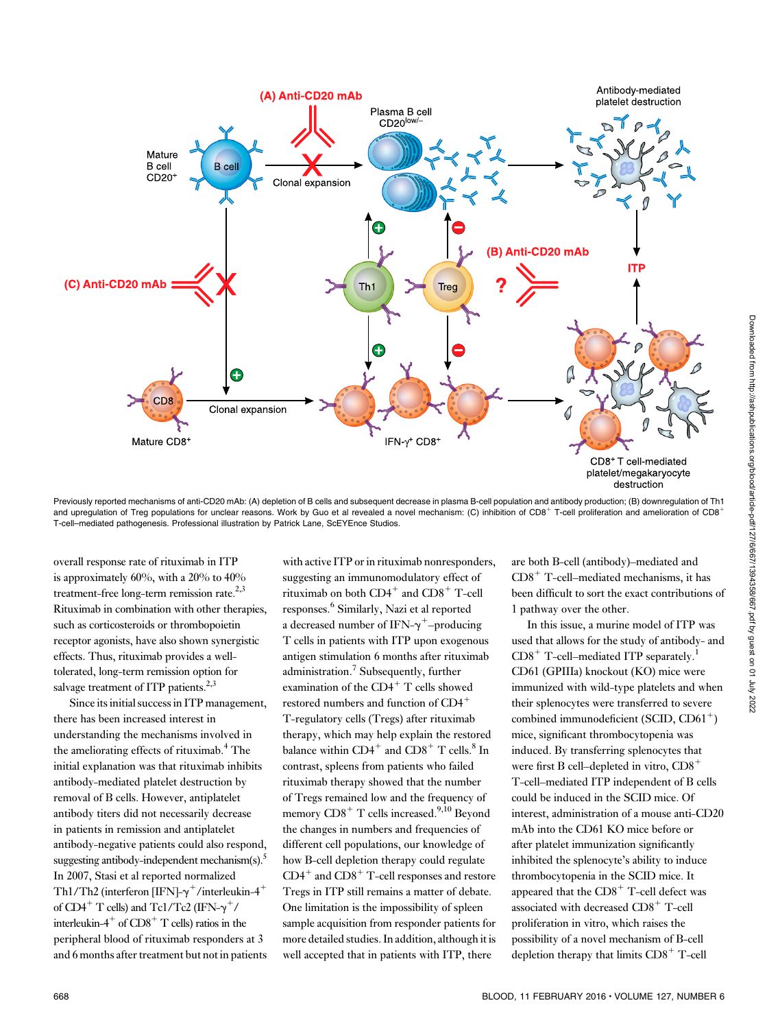Previously reported mechanisms of anti-CD20 mAb: (A) depletion of B cells and subsequent decrease in plasma B-cell population and antibody production; (B) downregulation of Th1 and upregulation of Treg populations for unclear reasons. Work by Guo et al revealed a novel mechanism: (C) inhibition of $CD8^+$ T-cell proliferation and amelioration of $CD8^+$ T-cell–mediated pathogenesis. Professional illustration by Patrick Lane, ScEYEnce Studios.

overall response rate of rituximab in ITP is approximately 60%, with a 20% to 40% treatment-free long-term remission rate.[2,3] Rituximab in combination with other therapies, such as corticosteroids or thrombopoietin receptor agonists, have also shown synergistic effects. Thus, rituximab provides a well-tolerated, long-term remission option for salvage treatment of ITP patients.[2,3]

Since its initial success in ITP management, there has been increased interest in understanding the mechanisms involved in the ameliorating effects of rituximab.[4] The initial explanation was that rituximab inhibits antibody-mediated platelet destruction by removal of B cells. However, antiplatelet antibody titers did not necessarily decrease in patients in remission and antiplatelet antibody-negative patients could also respond, suggesting antibody-independent mechanism(s).[5] In 2007, Stasi et al reported normalized Th1/Th2 (interferon [IFN]-$\gamma^+$/interleukin-$4^+$ of $CD4^+$ T cells) and Tc1/Tc2 (IFN-$\gamma^+$/interleukin-$4^+$ of $CD8^+$ T cells) ratios in the peripheral blood of rituximab responders at 3 and 6 months after treatment but not in patients with active ITP or in rituximab nonresponders, suggesting an immunomodulatory effect of rituximab on both $CD4^+$ and $CD8^+$ T-cell responses.[6] Similarly, Nazi et al reported a decreased number of IFN-$\gamma^+$–producing T cells in patients with ITP upon exogenous antigen stimulation 6 months after rituximab administration.[7] Subsequently, further examination of the $CD4^+$ T cells showed restored numbers and function of $CD4^+$ T-regulatory cells (Tregs) after rituximab therapy, which may help explain the restored balance within $CD4^+$ and $CD8^+$ T cells.[8] In contrast, spleens from patients who failed rituximab therapy showed that the number of Tregs remained low and the frequency of memory $CD8^+$ T cells increased.[9,10] Beyond the changes in numbers and frequencies of different cell populations, our knowledge of how B-cell depletion therapy could regulate $CD4^+$ and $CD8^+$ T-cell responses and restore Tregs in ITP still remains a matter of debate. One limitation is the impossibility of spleen sample acquisition from responder patients for more detailed studies. In addition, although it is well accepted that in patients with ITP, there are both B-cell (antibody)–mediated and $CD8^+$ T-cell–mediated mechanisms, it has been difficult to sort the exact contributions of 1 pathway over the other.

In this issue, a murine model of ITP was used that allows for the study of antibody- and $CD8^+$ T-cell–mediated ITP separately.[1] CD61 (GPIIIa) knockout (KO) mice were immunized with wild-type platelets and when their splenocytes were transferred to severe combined immunodeficient (SCID, $CD61^+$) mice, significant thrombocytopenia was induced. By transferring splenocytes that were first B cell–depleted in vitro, $CD8^+$ T-cell–mediated ITP independent of B cells could be induced in the SCID mice. Of interest, administration of a mouse anti-CD20 mAb into the CD61 KO mice before or after platelet immunization significantly inhibited the splenocyte's ability to induce thrombocytopenia in the SCID mice. It appeared that the $CD8^+$ T-cell defect was associated with decreased $CD8^+$ T-cell proliferation in vitro, which raises the possibility of a novel mechanism of B-cell depletion therapy that limits $CD8^+$ T-cell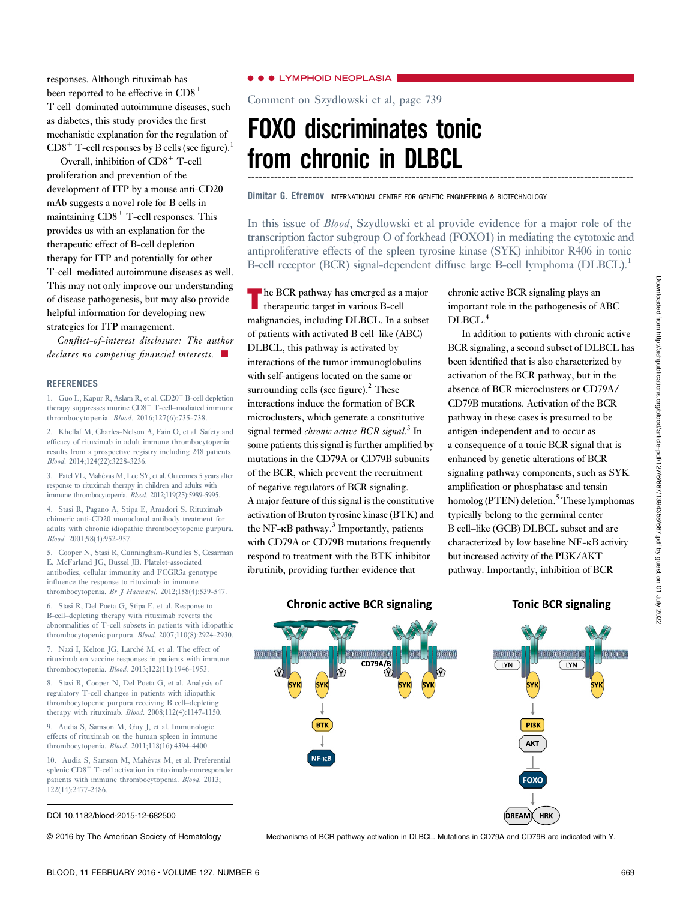responses. Although rituximab has been reported to be effective in CD8$^+$ T cell–dominated autoimmune diseases, such as diabetes, this study provides the first mechanistic explanation for the regulation of CD8$^+$ T-cell responses by B cells (see figure).[1]

Overall, inhibition of CD8$^+$ T-cell proliferation and prevention of the development of ITP by a mouse anti-CD20 mAb suggests a novel role for B cells in maintaining CD8$^+$ T-cell responses. This provides us with an explanation for the therapeutic effect of B-cell depletion therapy for ITP and potentially for other T-cell–mediated autoimmune diseases as well. This may not only improve our understanding of disease pathogenesis, but may also provide helpful information for developing new strategies for ITP management.

*Conflict-of-interest disclosure: The author declares no competing financial interests.*

## REFERENCES

1. Guo L, Kapur R, Aslam R, et al. CD20$^+$ B-cell depletion therapy suppresses murine CD8$^+$ T-cell–mediated immune thrombocytopenia. *Blood*. 2016;127(6):735-738.
2. Khellaf M, Charles-Nelson A, Fain O, et al. Safety and efficacy of rituximab in adult immune thrombocytopenia: results from a prospective registry including 248 patients. *Blood*. 2014;124(22):3228-3236.
3. Patel VL, Mahévas M, Lee SY, et al. Outcomes 5 years after response to rituximab therapy in children and adults with immune thrombocytopenia. *Blood*. 2012;119(25):5989-5995.
4. Stasi R, Pagano A, Stipa E, Amadori S. Rituximab chimeric anti-CD20 monoclonal antibody treatment for adults with chronic idiopathic thrombocytopenic purpura. *Blood*. 2001;98(4):952-957.
5. Cooper N, Stasi R, Cunningham-Rundles S, Cesarman E, McFarland JG, Bussel JB. Platelet-associated antibodies, cellular immunity and FCGR3a genotype influence the response to rituximab in immune thrombocytopenia. *Br J Haematol*. 2012;158(4):539-547.
6. Stasi R, Del Poeta G, Stipa E, et al. Response to B-cell–depleting therapy with rituximab reverts the abnormalities of T-cell subsets in patients with idiopathic thrombocytopenic purpura. *Blood*. 2007;110(8):2924-2930.
7. Nazi I, Kelton JG, Larché M, et al. The effect of rituximab on vaccine responses in patients with immune thrombocytopenia. *Blood*. 2013;122(11):1946-1953.
8. Stasi R, Cooper N, Del Poeta G, et al. Analysis of regulatory T-cell changes in patients with idiopathic thrombocytopenic purpura receiving B cell–depleting therapy with rituximab. *Blood*. 2008;112(4):1147-1150.
9. Audia S, Samson M, Guy J, et al. Immunologic effects of rituximab on the human spleen in immune thrombocytopenia. *Blood*. 2011;118(16):4394-4400.
10. Audia S, Samson M, Mahévas M, et al. Preferential splenic CD8$^+$ T-cell activation in rituximab-nonresponder patients with immune thrombocytopenia. *Blood*. 2013; 122(14):2477-2486.

DOI 10.1182/blood-2015-12-682500

© 2016 by The American Society of Hematology

LYMPHOID NEOPLASIA

Comment on Szydlowski et al, page 739

# FOXO discriminates tonic from chronic in DLBCL

**Dimitar G. Efremov** INTERNATIONAL CENTRE FOR GENETIC ENGINEERING & BIOTECHNOLOGY

In this issue of *Blood*, Szydlowski et al provide evidence for a major role of the transcription factor subgroup O of forkhead (FOXO1) in mediating the cytotoxic and antiproliferative effects of the spleen tyrosine kinase (SYK) inhibitor R406 in tonic B-cell receptor (BCR) signal-dependent diffuse large B-cell lymphoma (DLBCL).[1]

The BCR pathway has emerged as a major therapeutic target in various B-cell malignancies, including DLBCL. In a subset of patients with activated B cell–like (ABC) DLBCL, this pathway is activated by interactions of the tumor immunoglobulins with self-antigens located on the same or surrounding cells (see figure).[2] These interactions induce the formation of BCR microclusters, which generate a constitutive signal termed *chronic active BCR signal*.[3] In some patients this signal is further amplified by mutations in the CD79A or CD79B subunits of the BCR, which prevent the recruitment of negative regulators of BCR signaling. A major feature of this signal is the constitutive activation of Bruton tyrosine kinase (BTK) and the NF-κB pathway.[3] Importantly, patients with CD79A or CD79B mutations frequently respond to treatment with the BTK inhibitor ibrutinib, providing further evidence that chronic active BCR signaling plays an important role in the pathogenesis of ABC DLBCL.[4]

In addition to patients with chronic active BCR signaling, a second subset of DLBCL has been identified that is also characterized by activation of the BCR pathway, but in the absence of BCR microclusters or CD79A/CD79B mutations. Activation of the BCR pathway in these cases is presumed to be antigen-independent and to occur as a consequence of a tonic BCR signal that is enhanced by genetic alterations of BCR signaling pathway components, such as SYK amplification or phosphatase and tensin homolog (PTEN) deletion.[5] These lymphomas typically belong to the germinal center B cell–like (GCB) DLBCL subset and are characterized by low baseline NF-κB activity but increased activity of the PI3K/AKT pathway. Importantly, inhibition of BCR

Chronic active BCR signaling

CD79A/B

SYK SYK SYK SYK

BTK

NF-κB

Tonic BCR signaling

LYN LYN

SYK SYK

PI3K

AKT

FOXO

DREAM HRK

Mechanisms of BCR pathway activation in DLBCL. Mutations in CD79A and CD79B are indicated with Y.